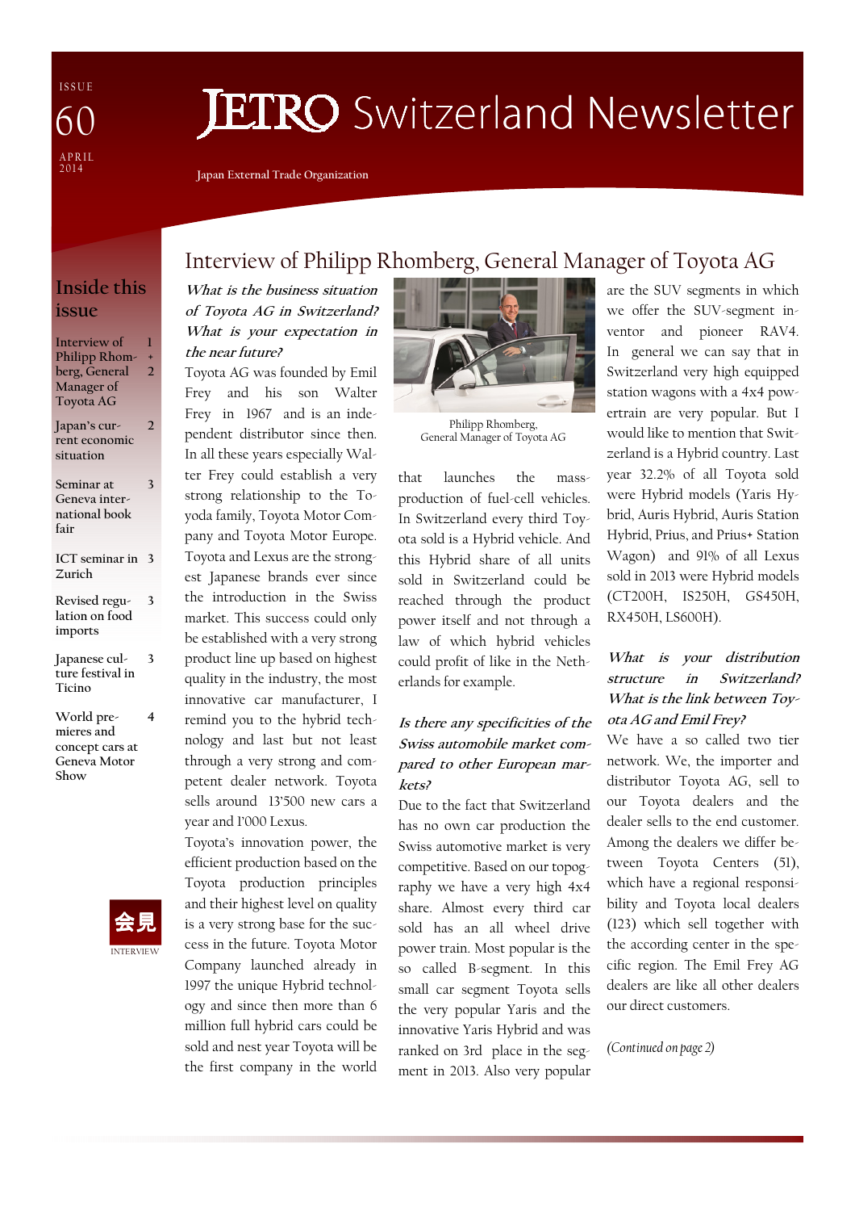ISSUE 60

APRIL 2014

# JETRO Switzerland Newsletter

Japan External Trade Organization

## Inside this issue

- Interview of Philipp Rhomberg, General Manager of Toyota AG — 1 + 2
- Japan's current economic situation — 2
- Seminar at Geneva international book fair — 3
- ICT seminar in Zurich — 3
- Revised regulation on food imports — 3
- Japanese culture festival in Ticino — 3
- World premieres and concept cars at Geneva Motor Show — 4

会見 INTERVIEW

## Interview of Philipp Rhomberg, General Manager of Toyota AG

***What is the business situation of Toyota AG in Switzerland? What is your expectation in the near future?***

Toyota AG was founded by Emil Frey and his son Walter Frey in 1967 and is an independent distributor since then. In all these years especially Walter Frey could establish a very strong relationship to the Toyoda family, Toyota Motor Company and Toyota Motor Europe. Toyota and Lexus are the strongest Japanese brands ever since the introduction in the Swiss market. This success could only be established with a very strong product line up based on highest quality in the industry, the most innovative car manufacturer, I remind you to the hybrid technology and last but not least through a very strong and competent dealer network. Toyota sells around 13'500 new cars a year and 1'000 Lexus.

Toyota's innovation power, the efficient production based on the Toyota production principles and their highest level on quality is a very strong base for the success in the future. Toyota Motor Company launched already in 1997 the unique Hybrid technology and since then more than 6 million full hybrid cars could be sold and nest year Toyota will be the first company in the world that launches the mass-production of fuel-cell vehicles. In Switzerland every third Toyota sold is a Hybrid vehicle. And this Hybrid share of all units sold in Switzerland could be reached through the product power itself and not through a law of which hybrid vehicles could profit of like in the Netherlands for example.

Philipp Rhomberg, General Manager of Toyota AG

***Is there any specificities of the Swiss automobile market compared to other European markets?***

Due to the fact that Switzerland has no own car production the Swiss automotive market is very competitive. Based on our topography we have a very high 4x4 share. Almost every third car sold has an all wheel drive power train. Most popular is the so called B-segment. In this small car segment Toyota sells the very popular Yaris and the innovative Yaris Hybrid and was ranked on 3rd place in the segment in 2013. Also very popular are the SUV segments in which we offer the SUV-segment inventor and pioneer RAV4. In general we can say that in Switzerland very high equipped station wagons with a 4x4 powertrain are very popular. But I would like to mention that Switzerland is a Hybrid country. Last year 32.2% of all Toyota sold were Hybrid models (Yaris Hybrid, Auris Hybrid, Auris Station Hybrid, Prius, and Prius+ Station Wagon) and 91% of all Lexus sold in 2013 were Hybrid models (CT200H, IS250H, GS450H, RX450H, LS600H).

***What is your distribution structure in Switzerland? What is the link between Toyota AG and Emil Frey?***

We have a so called two tier network. We, the importer and distributor Toyota AG, sell to our Toyota dealers and the dealer sells to the end customer. Among the dealers we differ between Toyota Centers (51), which have a regional responsibility and Toyota local dealers (123) which sell together with the according center in the specific region. The Emil Frey AG dealers are like all other dealers our direct customers.

*(Continued on page 2)*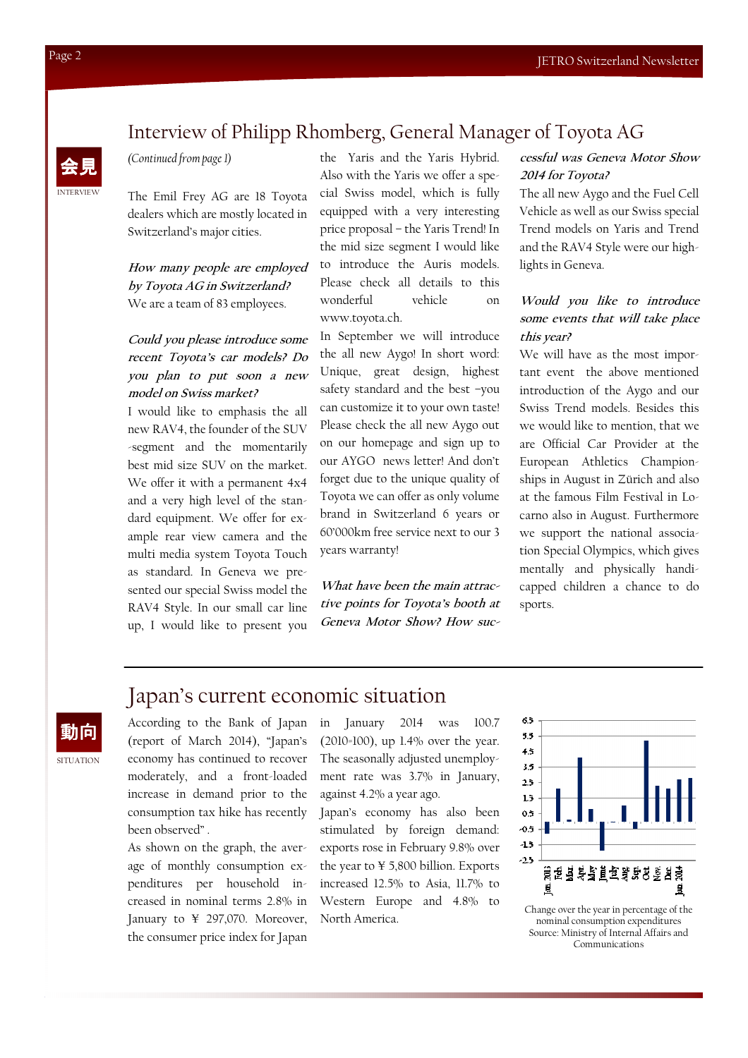# Interview of Philipp Rhomberg, General Manager of Toyota AG

会見

INTERVIEW

*(Continued from page 1)*

The Emil Frey AG are 18 Toyota dealers which are mostly located in Switzerland's major cities.

***How many people are employed by Toyota AG in Switzerland?***

We are a team of 83 employees.

***Could you please introduce some recent Toyota's car models? Do you plan to put soon a new model on Swiss market?***

I would like to emphasis the all new RAV4, the founder of the SUV -segment and the momentarily best mid size SUV on the market. We offer it with a permanent 4x4 and a very high level of the standard equipment. We offer for example rear view camera and the multi media system Toyota Touch as standard. In Geneva we presented our special Swiss model the RAV4 Style. In our small car line up, I would like to present you the Yaris and the Yaris Hybrid. Also with the Yaris we offer a special Swiss model, which is fully equipped with a very interesting price proposal – the Yaris Trend! In the mid size segment I would like to introduce the Auris models. Please check all details to this wonderful vehicle on www.toyota.ch.

In September we will introduce the all new Aygo! In short word: Unique, great design, highest safety standard and the best –you can customize it to your own taste! Please check the all new Aygo out on our homepage and sign up to our AYGO news letter! And don't forget due to the unique quality of Toyota we can offer as only volume brand in Switzerland 6 years or 60'000km free service next to our 3 years warranty!

***What have been the main attractive points for Toyota's booth at Geneva Motor Show? How successful was Geneva Motor Show 2014 for Toyota?***

The all new Aygo and the Fuel Cell Vehicle as well as our Swiss special Trend models on Yaris and Trend and the RAV4 Style were our highlights in Geneva.

***Would you like to introduce some events that will take place this year?***

We will have as the most important event the above mentioned introduction of the Aygo and our Swiss Trend models. Besides this we would like to mention, that we are Official Car Provider at the European Athletics Championships in August in Zürich and also at the famous Film Festival in Locarno also in August. Furthermore we support the national association Special Olympics, which gives mentally and physically handicapped children a chance to do sports.

# Japan's current economic situation

動向

SITUATION

According to the Bank of Japan (report of March 2014), "Japan's economy has continued to recover moderately, and a front-loaded increase in demand prior to the consumption tax hike has recently been observed".

As shown on the graph, the average of monthly consumption expenditures per household increased in nominal terms 2.8% in January to ¥ 297,070. Moreover, the consumer price index for Japan in January 2014 was 100.7 (2010=100), up 1.4% over the year. The seasonally adjusted unemployment rate was 3.7% in January, against 4.2% a year ago.

Japan's economy has also been stimulated by foreign demand: exports rose in February 9.8% over the year to ¥ 5,800 billion. Exports increased 12.5% to Asia, 11.7% to Western Europe and 4.8% to North America.

Change over the year in percentage of the nominal consumption expenditures
Source: Ministry of Internal Affairs and Communications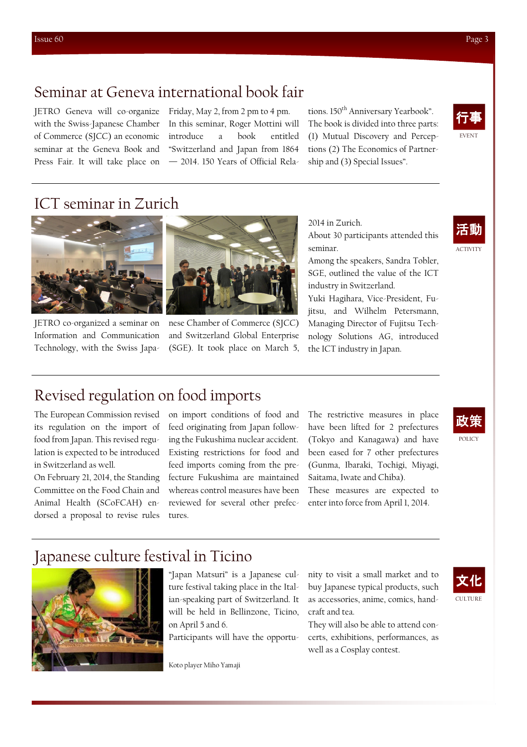## Seminar at Geneva international book fair

JETRO Geneva will co-organize with the Swiss-Japanese Chamber of Commerce (SJCC) an economic seminar at the Geneva Book and Press Fair. It will take place on Friday, May 2, from 2 pm to 4 pm. In this seminar, Roger Mottini will introduce a book entitled "Switzerland and Japan from 1864 — 2014. 150 Years of Official Relations. 150th Anniversary Yearbook". The book is divided into three parts: (1) Mutual Discovery and Perceptions (2) The Economics of Partnership and (3) Special Issues".

行事

EVENT

## ICT seminar in Zurich

JETRO co-organized a seminar on Information and Communication Technology, with the Swiss Japanese Chamber of Commerce (SJCC) and Switzerland Global Enterprise (SGE). It took place on March 5, 2014 in Zurich.

About 30 participants attended this seminar.

Among the speakers, Sandra Tobler, SGE, outlined the value of the ICT industry in Switzerland.

Yuki Hagihara, Vice-President, Fujitsu, and Wilhelm Petersmann, Managing Director of Fujitsu Technology Solutions AG, introduced the ICT industry in Japan.

活動

ACTIVITY

## Revised regulation on food imports

The European Commission revised its regulation on the import of food from Japan. This revised regulation is expected to be introduced in Switzerland as well.

On February 21, 2014, the Standing Committee on the Food Chain and Animal Health (SCoFCAH) endorsed a proposal to revise rules on import conditions of food and feed originating from Japan following the Fukushima nuclear accident. Existing restrictions for food and feed imports coming from the prefecture Fukushima are maintained whereas control measures have been reviewed for several other prefectures.

The restrictive measures in place have been lifted for 2 prefectures (Tokyo and Kanagawa) and have been eased for 7 other prefectures (Gunma, Ibaraki, Tochigi, Miyagi, Saitama, Iwate and Chiba).

These measures are expected to enter into force from April 1, 2014.

政策

POLICY

## Japanese culture festival in Ticino

"Japan Matsuri" is a Japanese culture festival taking place in the Italian-speaking part of Switzerland. It will be held in Bellinzone, Ticino, on April 5 and 6.

Participants will have the opportunity to visit a small market and to buy Japanese typical products, such as accessories, anime, comics, handcraft and tea.

They will also be able to attend concerts, exhibitions, performances, as well as a Cosplay contest.

Koto player Miho Yamaji

文化

CULTURE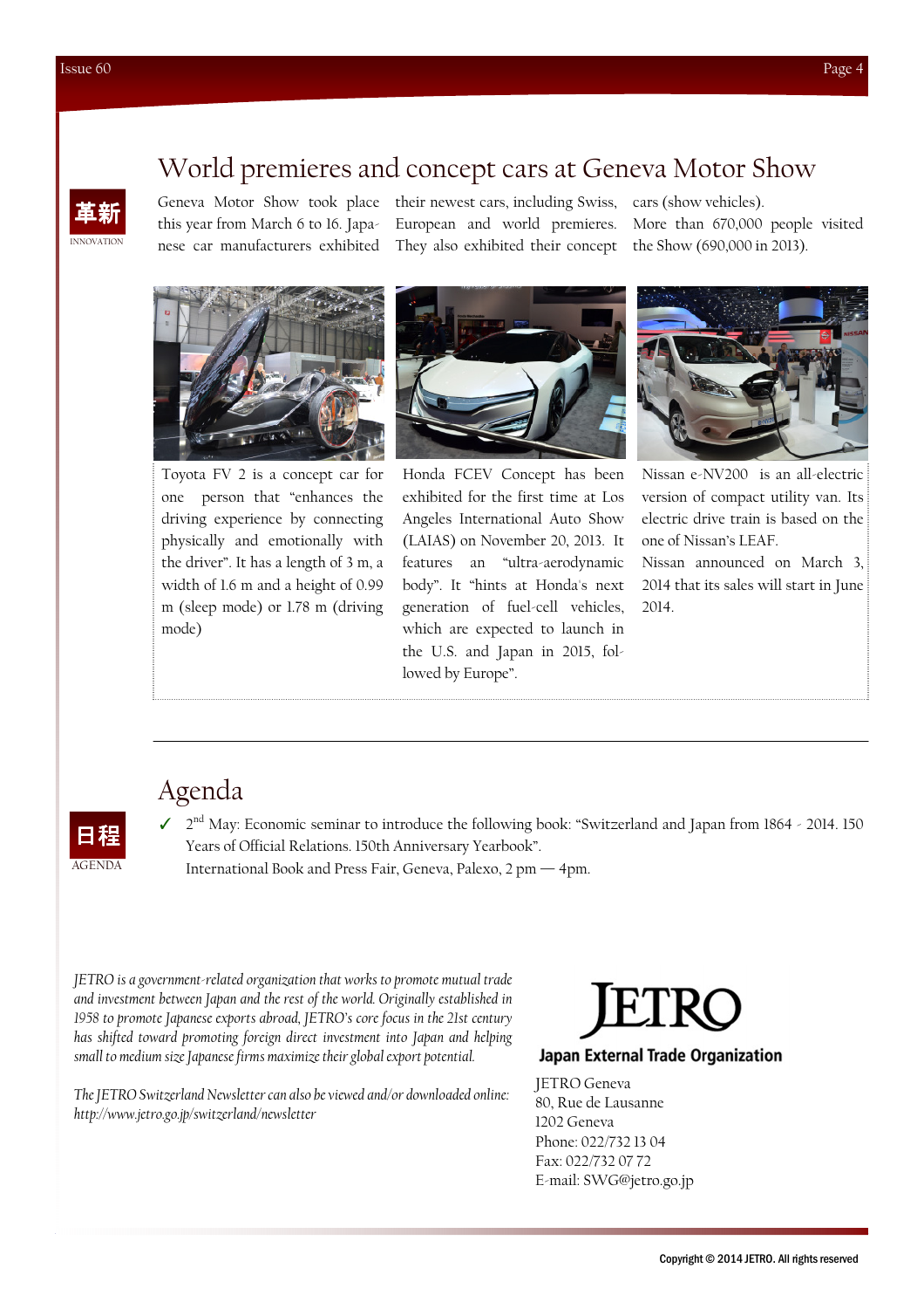## World premieres and concept cars at Geneva Motor Show

革新

INNOVATION

Geneva Motor Show took place this year from March 6 to 16. Japanese car manufacturers exhibited their newest cars, including Swiss, European and world premieres. They also exhibited their concept cars (show vehicles). More than 670,000 people visited the Show (690,000 in 2013).

Toyota FV 2 is a concept car for one person that "enhances the driving experience by connecting physically and emotionally with the driver". It has a length of 3 m, a width of 1.6 m and a height of 0.99 m (sleep mode) or 1.78 m (driving mode)

Honda FCEV Concept has been exhibited for the first time at Los Angeles International Auto Show (LAIAS) on November 20, 2013. It features an "ultra-aerodynamic body". It "hints at Honda's next generation of fuel-cell vehicles, which are expected to launch in the U.S. and Japan in 2015, followed by Europe".

Nissan e-NV200 is an all-electric version of compact utility van. Its electric drive train is based on the one of Nissan's LEAF. Nissan announced on March 3, 2014 that its sales will start in June 2014.

## Agenda

日程

AGENDA

- ✓ 2nd May: Economic seminar to introduce the following book: "Switzerland and Japan from 1864 - 2014. 150 Years of Official Relations. 150th Anniversary Yearbook".
  International Book and Press Fair, Geneva, Palexo, 2 pm — 4pm.

*JETRO is a government-related organization that works to promote mutual trade and investment between Japan and the rest of the world. Originally established in 1958 to promote Japanese exports abroad, JETRO's core focus in the 21st century has shifted toward promoting foreign direct investment into Japan and helping small to medium size Japanese firms maximize their global export potential.*

*The JETRO Switzerland Newsletter can also be viewed and/or downloaded online: http://www.jetro.go.jp/switzerland/newsletter*

JETRO

**Japan External Trade Organization**

JETRO Geneva
80, Rue de Lausanne
1202 Geneva
Phone: 022/732 13 04
Fax: 022/732 07 72
E-mail: SWG@jetro.go.jp

Copyright © 2014 JETRO. All rights reserved